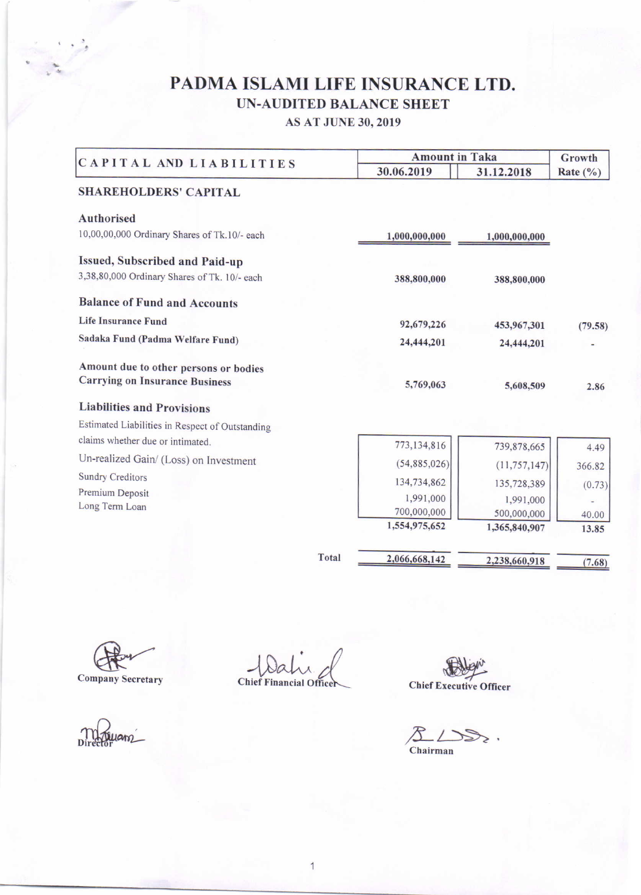# PADMA ISLAMI LIFE INSURANCE LTD.

## UN-AUDITED BALANCE SHEET

### AS AT JUNE 30, 2019

| CAPITAL AND LIABILITIES | Amount in Taka | | Growth Rate (%) |
|---|---|---|---|
| | 30.06.2019 | 31.12.2018 | |
| **SHAREHOLDERS' CAPITAL** | | | |
| **Authorised** | | | |
| 10,00,00,000 Ordinary Shares of Tk.10/- each | 1,000,000,000 | 1,000,000,000 | |
| **Issued, Subscribed and Paid-up** | | | |
| 3,38,80,000 Ordinary Shares of Tk. 10/- each | 388,800,000 | 388,800,000 | |
| **Balance of Fund and Accounts** | | | |
| Life Insurance Fund | 92,679,226 | 453,967,301 | (79.58) |
| Sadaka Fund (Padma Welfare Fund) | 24,444,201 | 24,444,201 | - |
| **Amount due to other persons or bodies Carrying on Insurance Business** | 5,769,063 | 5,608,509 | 2.86 |
| **Liabilities and Provisions** | | | |
| Estimated Liabilities in Respect of Outstanding claims whether due or intimated. | 773,134,816 | 739,878,665 | 4.49 |
| Un-realized Gain/ (Loss) on Investment | (54,885,026) | (11,757,147) | 366.82 |
| Sundry Creditors | 134,734,862 | 135,728,389 | (0.73) |
| Premium Deposit | 1,991,000 | 1,991,000 | - |
| Long Term Loan | 700,000,000 | 500,000,000 | 40.00 |
| | 1,554,975,652 | 1,365,840,907 | 13.85 |
| **Total** | 2,066,668,142 | 2,238,660,918 | (7.68) |

Company Secretary

Chief Financial Officer

Chief Executive Officer

Director

Chairman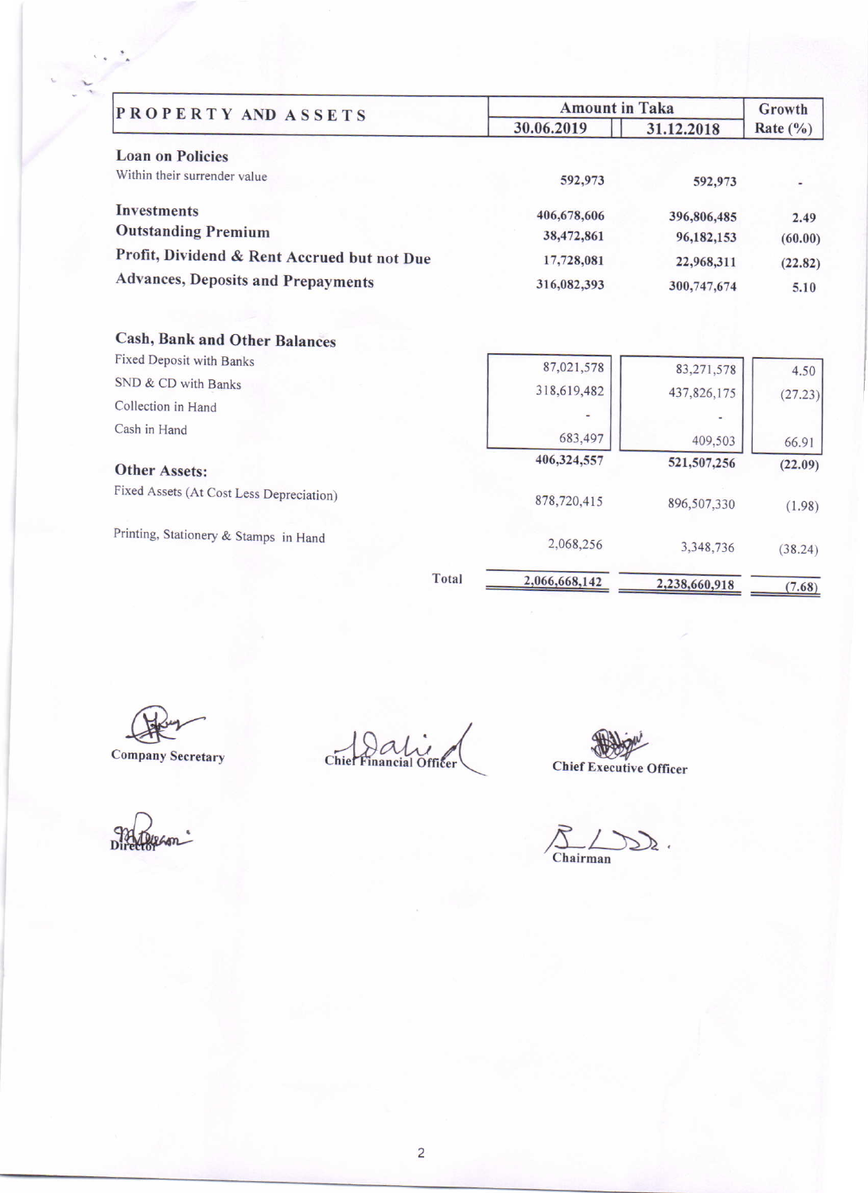| PROPERTY AND ASSETS | Amount in Taka | | Growth Rate (%) |
|---|---|---|---|
| | 30.06.2019 | 31.12.2018 | |
| **Loan on Policies** | | | |
| Within their surrender value | 592,973 | 592,973 | - |
| **Investments** | 406,678,606 | 396,806,485 | 2.49 |
| **Outstanding Premium** | 38,472,861 | 96,182,153 | (60.00) |
| **Profit, Dividend & Rent Accrued but not Due** | 17,728,081 | 22,968,311 | (22.82) |
| **Advances, Deposits and Prepayments** | 316,082,393 | 300,747,674 | 5.10 |
| **Cash, Bank and Other Balances** | | | |
| Fixed Deposit with Banks | 87,021,578 | 83,271,578 | 4.50 |
| SND & CD with Banks | 318,619,482 | 437,826,175 | (27.23) |
| Collection in Hand | - | - | |
| Cash in Hand | 683,497 | 409,503 | 66.91 |
| | 406,324,557 | 521,507,256 | (22.09) |
| **Other Assets:** | | | |
| Fixed Assets (At Cost Less Depreciation) | 878,720,415 | 896,507,330 | (1.98) |
| Printing, Stationery & Stamps in Hand | 2,068,256 | 3,348,736 | (38.24) |
| Total | 2,066,668,142 | 2,238,660,918 | (7.68) |

Company Secretary

Chief Financial Officer

Chief Executive Officer

Director

Chairman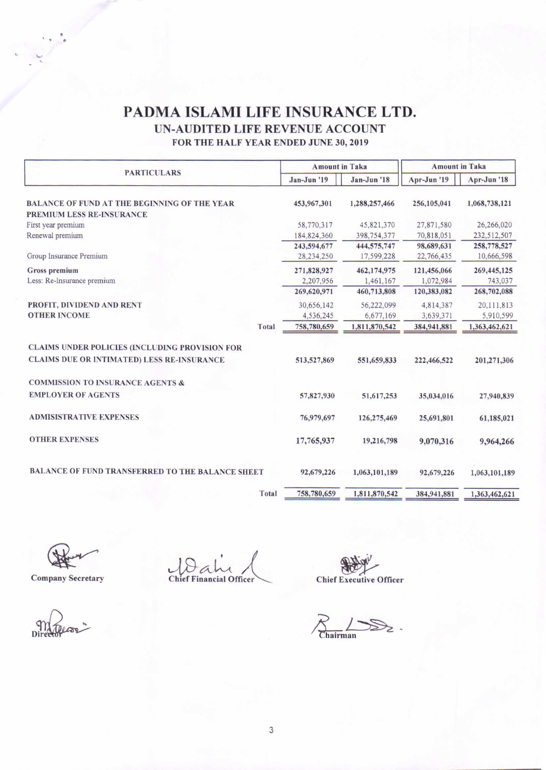# PADMA ISLAMI LIFE INSURANCE LTD.

## UN-AUDITED LIFE REVENUE ACCOUNT

### FOR THE HALF YEAR ENDED JUNE 30, 2019

| PARTICULARS | Amount in Taka | | Amount in Taka | |
|---|---|---|---|---|
| | Jan-Jun '19 | Jan-Jun '18 | Apr-Jun '19 | Apr-Jun '18 |
| **BALANCE OF FUND AT THE BEGINNING OF THE YEAR** | 453,967,301 | 1,288,257,466 | 256,105,041 | 1,068,738,121 |
| **PREMIUM LESS RE-INSURANCE** | | | | |
| First year premium | 58,770,317 | 45,821,370 | 27,871,580 | 26,266,020 |
| Renewal premium | 184,824,360 | 398,754,377 | 70,818,051 | 232,512,507 |
| | 243,594,677 | 444,575,747 | 98,689,631 | 258,778,527 |
| Group Insurance Premium | 28,234,250 | 17,599,228 | 22,766,435 | 10,666,598 |
| **Gross premium** | 271,828,927 | 462,174,975 | 121,456,066 | 269,445,125 |
| Less: Re-Insurance premium | 2,207,956 | 1,461,167 | 1,072,984 | 743,037 |
| | 269,620,971 | 460,713,808 | 120,383,082 | 268,702,088 |
| **PROFIT, DIVIDEND AND RENT** | 30,656,142 | 56,222,099 | 4,814,387 | 20,111,813 |
| **OTHER INCOME** | 4,536,245 | 6,677,169 | 3,639,371 | 5,910,599 |
| Total | 758,780,659 | 1,811,870,542 | 384,941,881 | 1,363,462,621 |
| **CLAIMS UNDER POLICIES (INCLUDING PROVISION FOR CLAIMS DUE OR INTIMATED) LESS RE-INSURANCE** | 513,527,869 | 551,659,833 | 222,466,522 | 201,271,306 |
| **COMMISSION TO INSURANCE AGENTS & EMPLOYER OF AGENTS** | 57,827,930 | 51,617,253 | 35,034,016 | 27,940,839 |
| **ADMISISTRATIVE EXPENSES** | 76,979,697 | 126,275,469 | 25,691,801 | 61,185,021 |
| **OTHER EXPENSES** | 17,765,937 | 19,216,798 | 9,070,316 | 9,964,266 |
| **BALANCE OF FUND TRANSFERRED TO THE BALANCE SHEET** | 92,679,226 | 1,063,101,189 | 92,679,226 | 1,063,101,189 |
| Total | 758,780,659 | 1,811,870,542 | 384,941,881 | 1,363,462,621 |

Company Secretary — Chief Financial Officer — Chief Executive Officer

Director — Chairman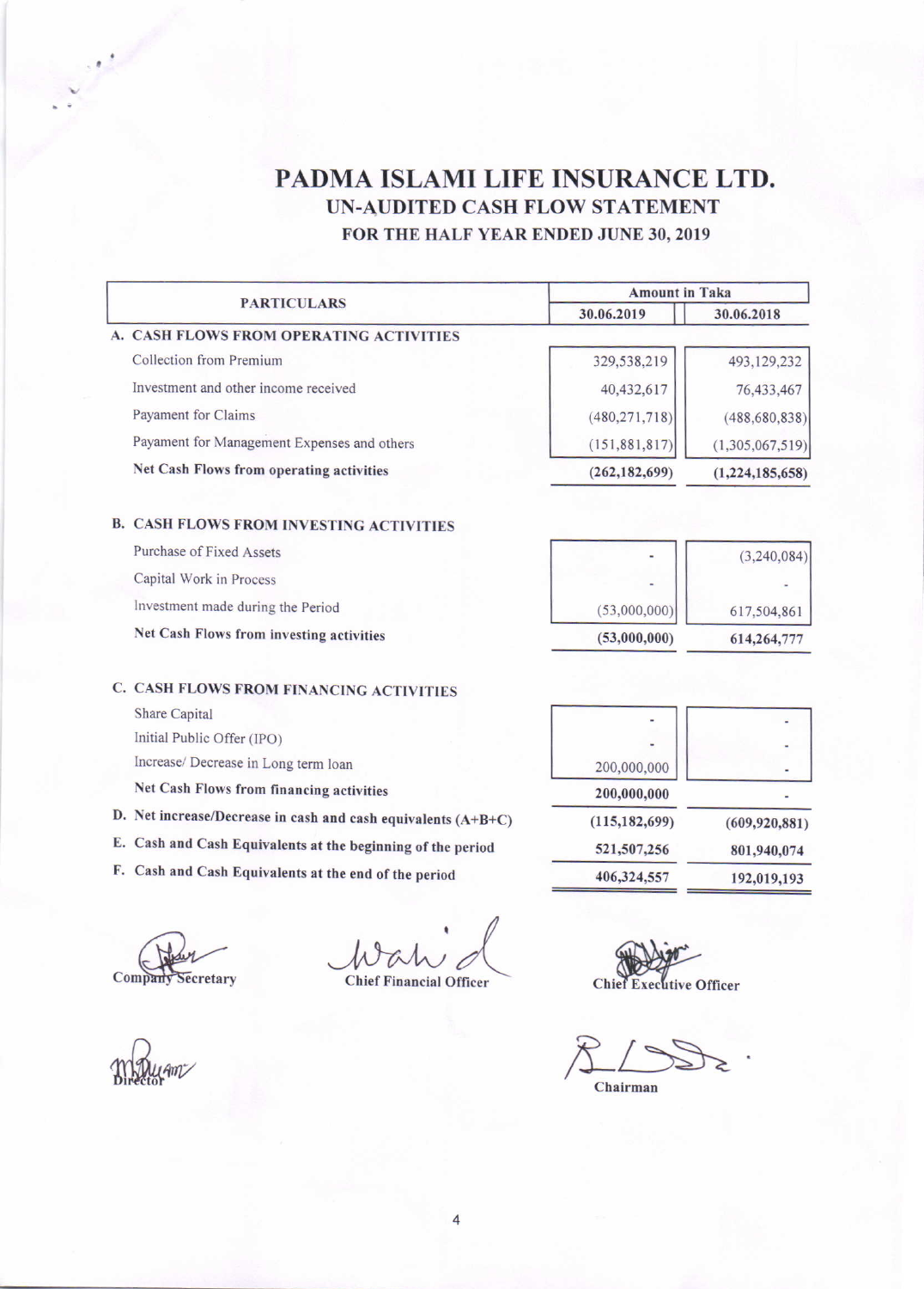# PADMA ISLAMI LIFE INSURANCE LTD.

## UN-AUDITED CASH FLOW STATEMENT

### FOR THE HALF YEAR ENDED JUNE 30, 2019

| PARTICULARS | Amount in Taka | |
|---|---|---|
| | 30.06.2019 | 30.06.2018 |
| **A. CASH FLOWS FROM OPERATING ACTIVITIES** | | |
| Collection from Premium | 329,538,219 | 493,129,232 |
| Investment and other income received | 40,432,617 | 76,433,467 |
| Payament for Claims | (480,271,718) | (488,680,838) |
| Payament for Management Expenses and others | (151,881,817) | (1,305,067,519) |
| **Net Cash Flows from operating activities** | **(262,182,699)** | **(1,224,185,658)** |
| **B. CASH FLOWS FROM INVESTING ACTIVITIES** | | |
| Purchase of Fixed Assets | - | (3,240,084) |
| Capital Work in Process | - | - |
| Investment made during the Period | (53,000,000) | 617,504,861 |
| **Net Cash Flows from investing activities** | **(53,000,000)** | **614,264,777** |
| **C. CASH FLOWS FROM FINANCING ACTIVITIES** | | |
| Share Capital | - | - |
| Initial Public Offer (IPO) | - | - |
| Increase/ Decrease in Long term loan | 200,000,000 | - |
| **Net Cash Flows from financing activities** | **200,000,000** | **-** |
| **D. Net increase/Decrease in cash and cash equivalents (A+B+C)** | **(115,182,699)** | **(609,920,881)** |
| **E. Cash and Cash Equivalents at the beginning of the period** | **521,507,256** | **801,940,074** |
| **F. Cash and Cash Equivalents at the end of the period** | **406,324,557** | **192,019,193** |

Company Secretary &nbsp;&nbsp;&nbsp;&nbsp; Chief Financial Officer &nbsp;&nbsp;&nbsp;&nbsp; Chief Executive Officer

Director &nbsp;&nbsp;&nbsp;&nbsp; Chairman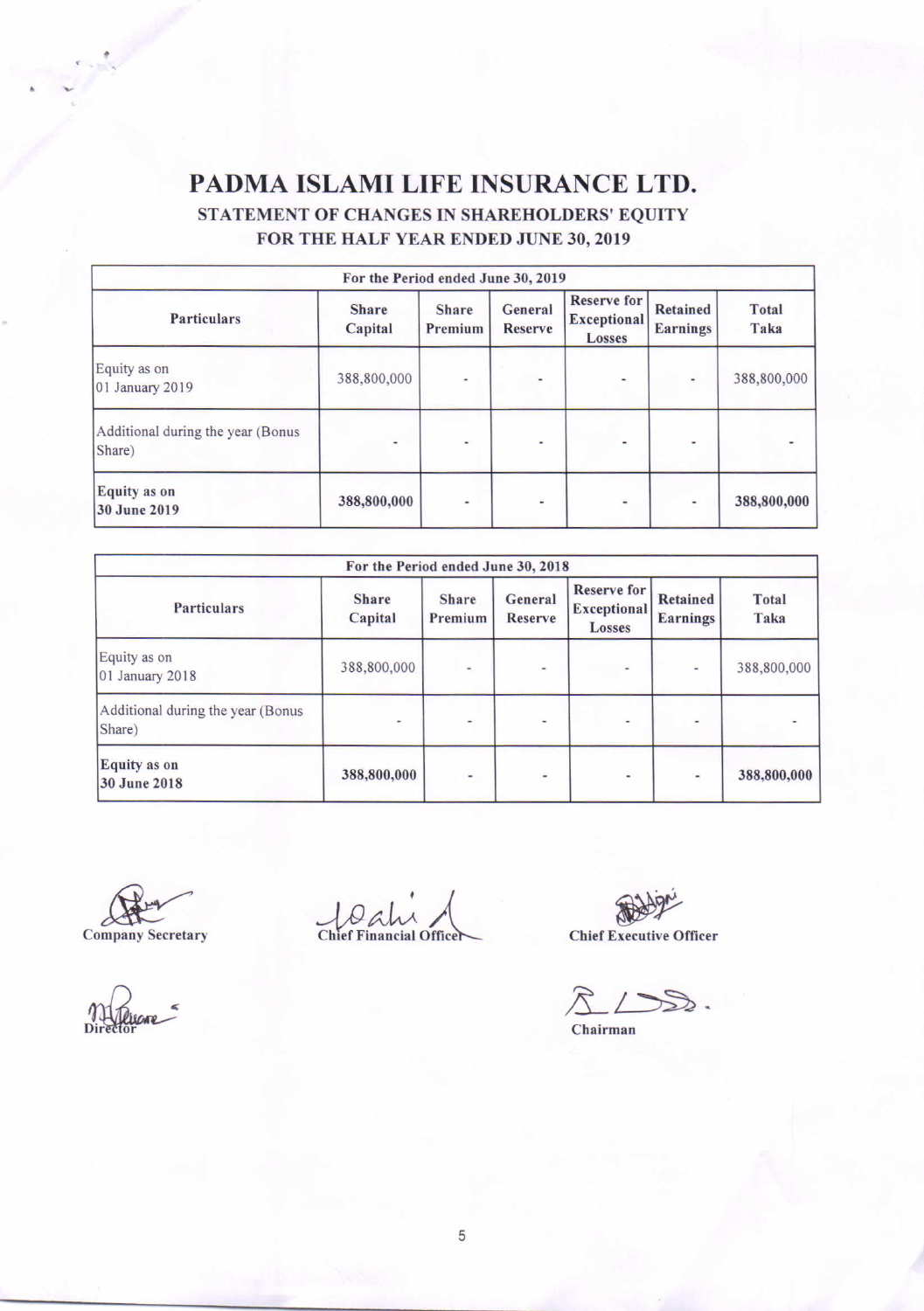# PADMA ISLAMI LIFE INSURANCE LTD.

## STATEMENT OF CHANGES IN SHAREHOLDERS' EQUITY
## FOR THE HALF YEAR ENDED JUNE 30, 2019

**For the Period ended June 30, 2019**

| Particulars | Share Capital | Share Premium | General Reserve | Reserve for Exceptional Losses | Retained Earnings | Total Taka |
|---|---|---|---|---|---|---|
| Equity as on 01 January 2019 | 388,800,000 | - | - | - | - | 388,800,000 |
| Additional during the year (Bonus Share) | - | - | - | - | - | - |
| **Equity as on 30 June 2019** | **388,800,000** | - | - | - | - | **388,800,000** |

**For the Period ended June 30, 2018**

| Particulars | Share Capital | Share Premium | General Reserve | Reserve for Exceptional Losses | Retained Earnings | Total Taka |
|---|---|---|---|---|---|---|
| Equity as on 01 January 2018 | 388,800,000 | - | - | - | - | 388,800,000 |
| Additional during the year (Bonus Share) | - | - | - | - | - | - |
| **Equity as on 30 June 2018** | **388,800,000** | - | - | - | - | **388,800,000** |

Company Secretary

Chief Financial Officer

Chief Executive Officer

Director

Chairman